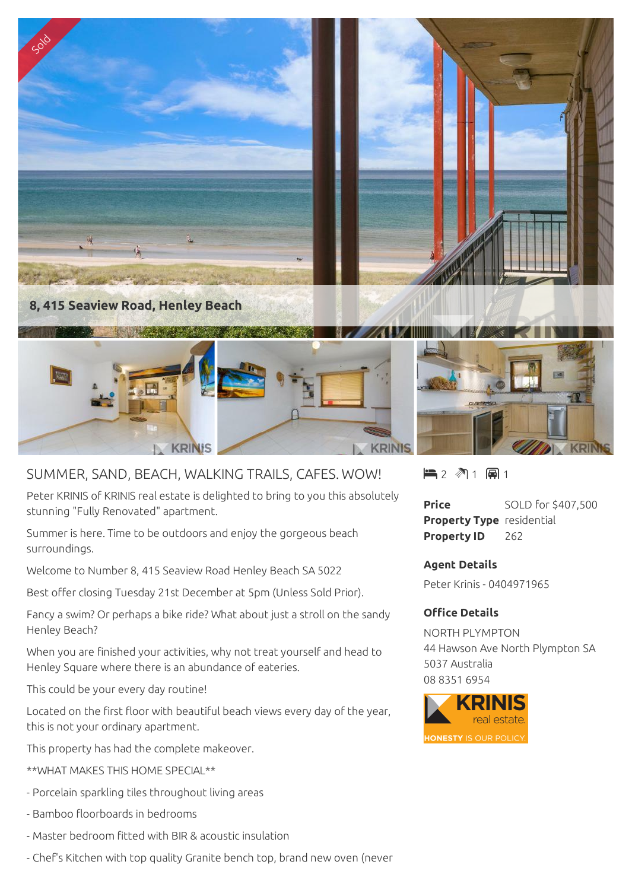8, 415 Seaview Road, Henley Beach

## SUMMER, SAND, BEACH, WALKING TRAILS, CAFES. WOW!

Peter KRINIS of KRINIS real estate is delighted to bring to you this absolutely stunning "Fully Renovated" apartment.

Summer is here. Time to be outdoors and enjoy the gorgeous beach surroundings.

Welcome to Number 8, 415 Seaview Road Henley Beach SA 5022

Best offer closing Tuesday 21st December at 5pm (Unless Sold Prior).

Fancy a swim? Or perhaps a bike ride? What about just a stroll on the sandy Henley Beach?

When you are finished your activities, why not treat yourself and head to Henley Square where there is an abundance of eateries.

This could be your every day routine!

Located on the first floor with beautiful beach views every day of the year, this is not your ordinary apartment.

This property has had the complete makeover.

**WHAT MAKES THIS HOME SPECIAL**

- Porcelain sparkling tiles throughout living areas
- Bamboo floorboards in bedrooms
- Master bedroom fitted with BIR & acoustic insulation
- Chef's Kitchen with top quality Granite bench top, brand new oven (never

2 1 1

| | |
|---|---|
| **Price** | SOLD for $407,500 |
| **Property Type** | residential |
| **Property ID** | 262 |

**Agent Details**

Peter Krinis - 0404971965

**Office Details**

NORTH PLYMPTON
44 Hawson Ave North Plympton SA 5037 Australia
08 8351 6954

KRINIS real estate. HONESTY IS OUR POLICY.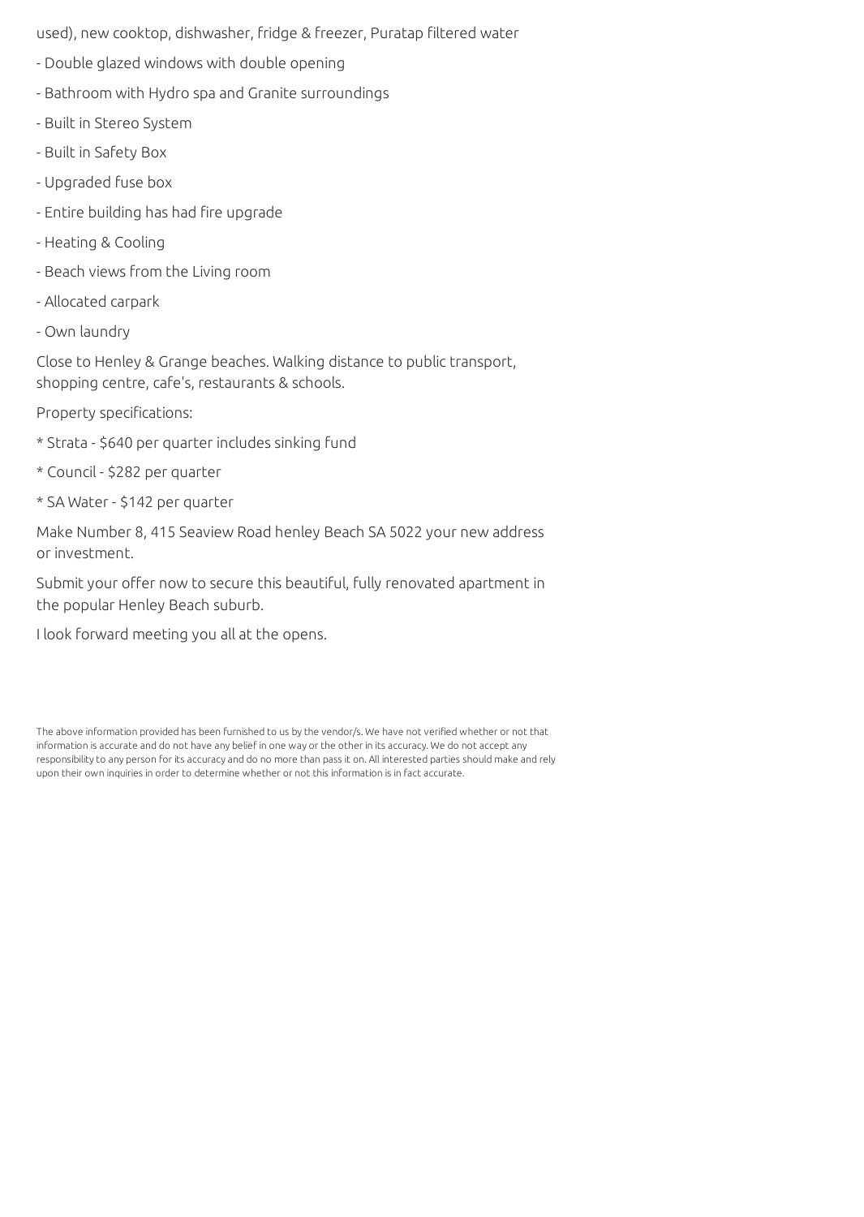used), new cooktop, dishwasher, fridge & freezer, Puratap filtered water

- Double glazed windows with double opening
- Bathroom with Hydro spa and Granite surroundings
- Built in Stereo System
- Built in Safety Box
- Upgraded fuse box
- Entire building has had fire upgrade
- Heating & Cooling
- Beach views from the Living room
- Allocated carpark
- Own laundry

Close to Henley & Grange beaches. Walking distance to public transport, shopping centre, cafe's, restaurants & schools.

Property specifications:

* Strata - $640 per quarter includes sinking fund
* Council - $282 per quarter
* SA Water - $142 per quarter

Make Number 8, 415 Seaview Road henley Beach SA 5022 your new address or investment.

Submit your offer now to secure this beautiful, fully renovated apartment in the popular Henley Beach suburb.

I look forward meeting you all at the opens.

The above information provided has been furnished to us by the vendor/s. We have not verified whether or not that information is accurate and do not have any belief in one way or the other in its accuracy. We do not accept any responsibility to any person for its accuracy and do no more than pass it on. All interested parties should make and rely upon their own inquiries in order to determine whether or not this information is in fact accurate.